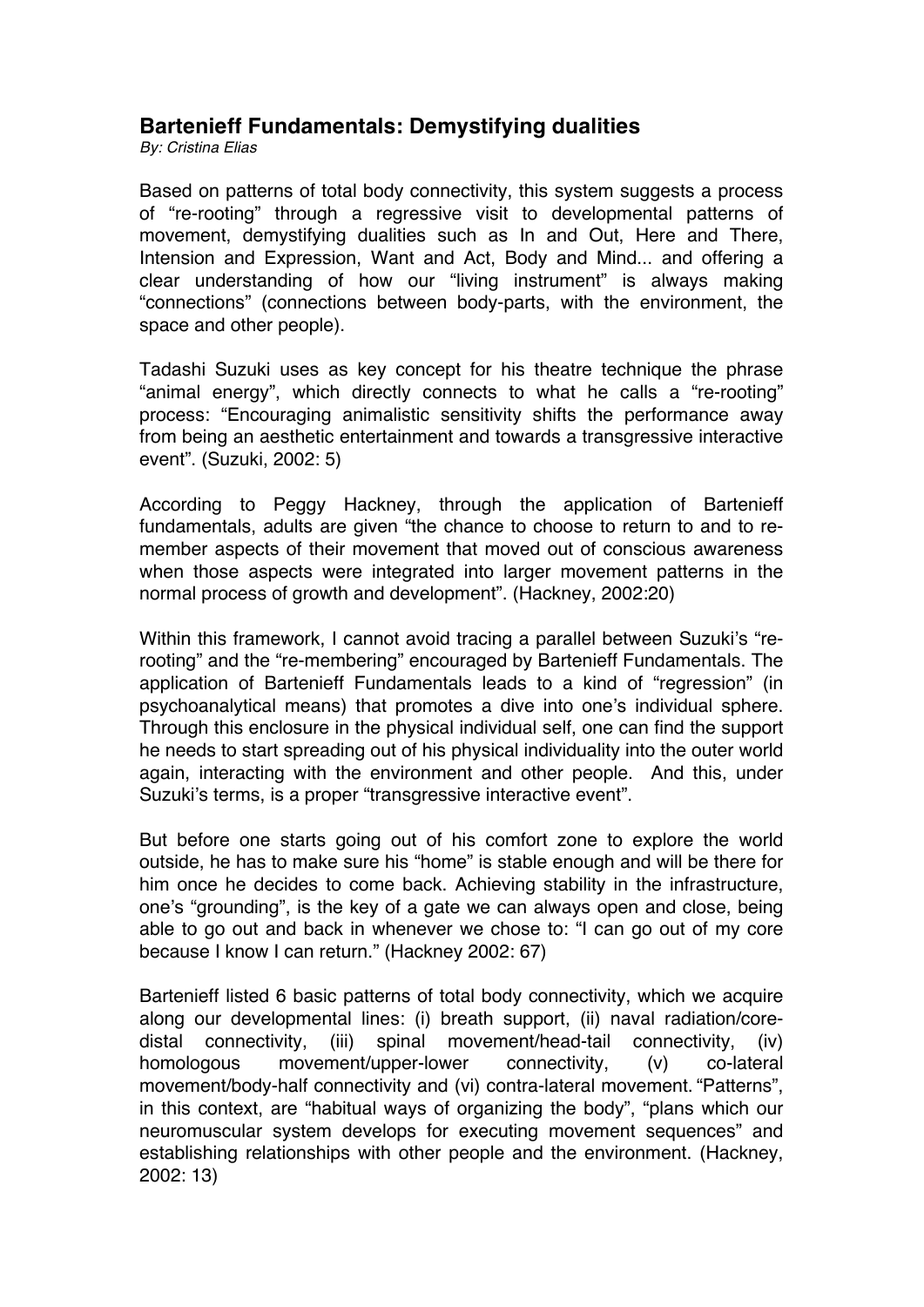## Bartenieff Fundamentals: Demystifying dualities

*By: Cristina Elias*

Based on patterns of total body connectivity, this system suggests a process of "re-rooting" through a regressive visit to developmental patterns of movement, demystifying dualities such as In and Out, Here and There, Intension and Expression, Want and Act, Body and Mind... and offering a clear understanding of how our "living instrument" is always making "connections" (connections between body-parts, with the environment, the space and other people).

Tadashi Suzuki uses as key concept for his theatre technique the phrase "animal energy", which directly connects to what he calls a "re-rooting" process: "Encouraging animalistic sensitivity shifts the performance away from being an aesthetic entertainment and towards a transgressive interactive event". (Suzuki, 2002: 5)

According to Peggy Hackney, through the application of Bartenieff fundamentals, adults are given "the chance to choose to return to and to re-member aspects of their movement that moved out of conscious awareness when those aspects were integrated into larger movement patterns in the normal process of growth and development". (Hackney, 2002:20)

Within this framework, I cannot avoid tracing a parallel between Suzuki's "re-rooting" and the "re-membering" encouraged by Bartenieff Fundamentals. The application of Bartenieff Fundamentals leads to a kind of "regression" (in psychoanalytical means) that promotes a dive into one's individual sphere. Through this enclosure in the physical individual self, one can find the support he needs to start spreading out of his physical individuality into the outer world again, interacting with the environment and other people. And this, under Suzuki's terms, is a proper "transgressive interactive event".

But before one starts going out of his comfort zone to explore the world outside, he has to make sure his "home" is stable enough and will be there for him once he decides to come back. Achieving stability in the infrastructure, one's "grounding", is the key of a gate we can always open and close, being able to go out and back in whenever we chose to: "I can go out of my core because I know I can return." (Hackney 2002: 67)

Bartenieff listed 6 basic patterns of total body connectivity, which we acquire along our developmental lines: (i) breath support, (ii) naval radiation/core-distal connectivity, (iii) spinal movement/head-tail connectivity, (iv) homologous movement/upper-lower connectivity, (v) co-lateral movement/body-half connectivity and (vi) contra-lateral movement. "Patterns", in this context, are "habitual ways of organizing the body", "plans which our neuromuscular system develops for executing movement sequences" and establishing relationships with other people and the environment. (Hackney, 2002: 13)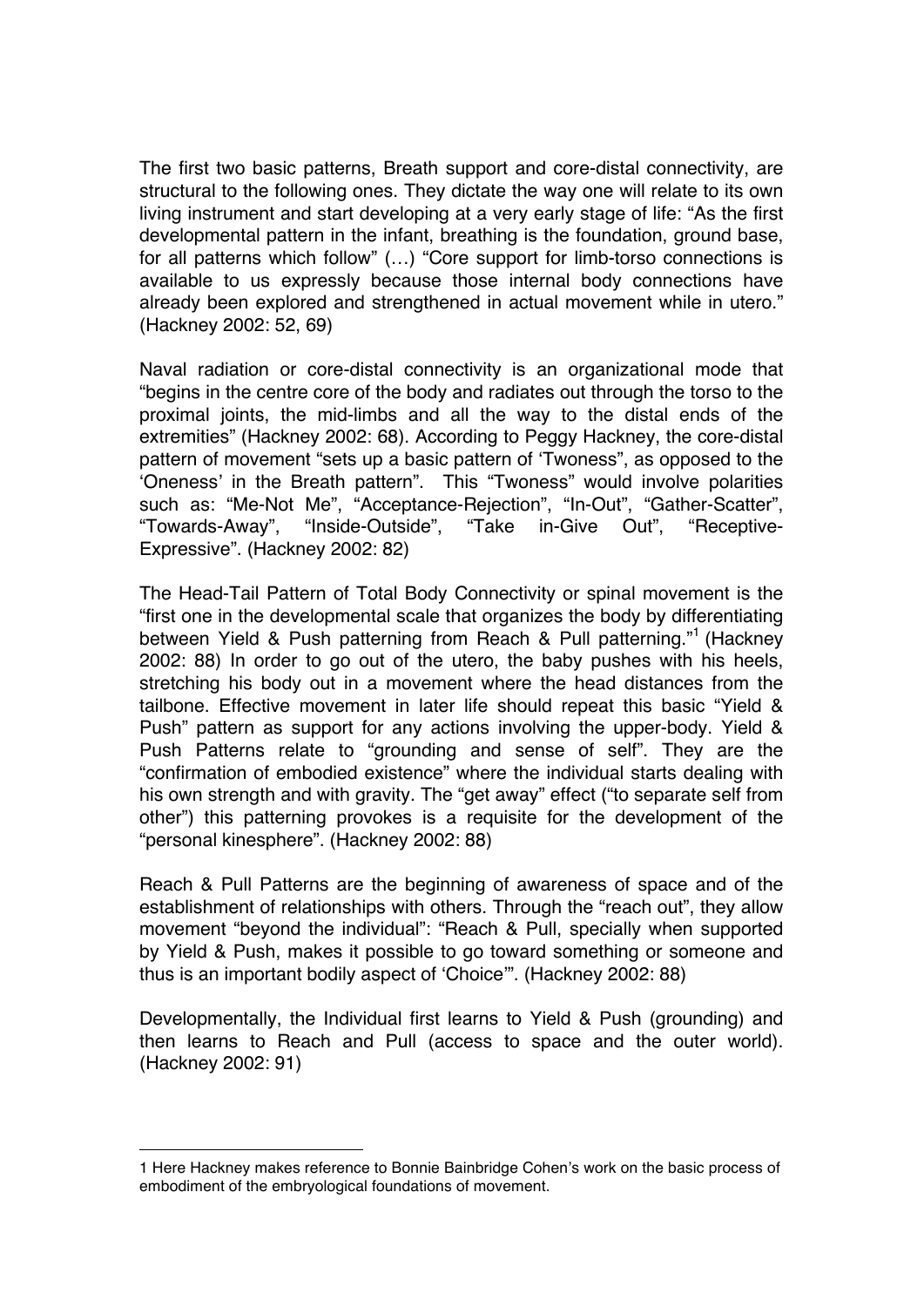The first two basic patterns, Breath support and core-distal connectivity, are structural to the following ones. They dictate the way one will relate to its own living instrument and start developing at a very early stage of life: "As the first developmental pattern in the infant, breathing is the foundation, ground base, for all patterns which follow" (…) "Core support for limb-torso connections is available to us expressly because those internal body connections have already been explored and strengthened in actual movement while in utero." (Hackney 2002: 52, 69)

Naval radiation or core-distal connectivity is an organizational mode that "begins in the centre core of the body and radiates out through the torso to the proximal joints, the mid-limbs and all the way to the distal ends of the extremities" (Hackney 2002: 68). According to Peggy Hackney, the core-distal pattern of movement "sets up a basic pattern of 'Twoness", as opposed to the 'Oneness' in the Breath pattern". This "Twoness" would involve polarities such as: "Me-Not Me", "Acceptance-Rejection", "In-Out", "Gather-Scatter", "Towards-Away", "Inside-Outside", "Take in-Give Out", "Receptive-Expressive". (Hackney 2002: 82)

The Head-Tail Pattern of Total Body Connectivity or spinal movement is the "first one in the developmental scale that organizes the body by differentiating between Yield & Push patterning from Reach & Pull patterning."[1] (Hackney 2002: 88) In order to go out of the utero, the baby pushes with his heels, stretching his body out in a movement where the head distances from the tailbone. Effective movement in later life should repeat this basic "Yield & Push" pattern as support for any actions involving the upper-body. Yield & Push Patterns relate to "grounding and sense of self". They are the "confirmation of embodied existence" where the individual starts dealing with his own strength and with gravity. The "get away" effect ("to separate self from other") this patterning provokes is a requisite for the development of the "personal kinesphere". (Hackney 2002: 88)

Reach & Pull Patterns are the beginning of awareness of space and of the establishment of relationships with others. Through the "reach out", they allow movement "beyond the individual": "Reach & Pull, specially when supported by Yield & Push, makes it possible to go toward something or someone and thus is an important bodily aspect of 'Choice'". (Hackney 2002: 88)

Developmentally, the Individual first learns to Yield & Push (grounding) and then learns to Reach and Pull (access to space and the outer world). (Hackney 2002: 91)

---

1 Here Hackney makes reference to Bonnie Bainbridge Cohen's work on the basic process of embodiment of the embryological foundations of movement.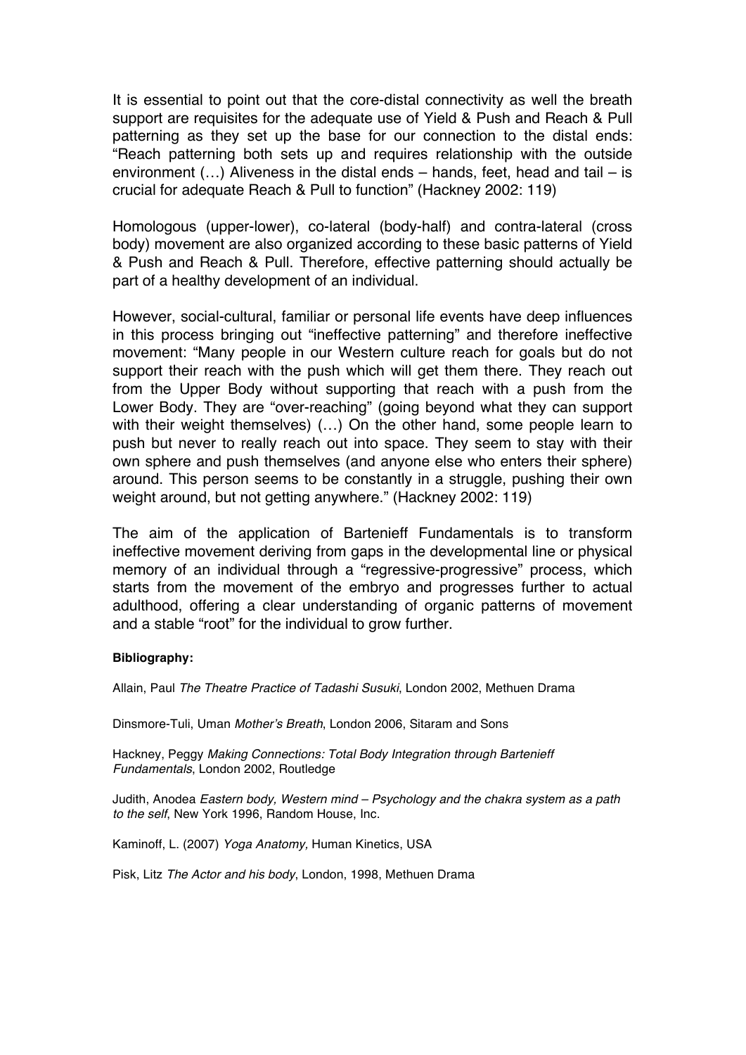It is essential to point out that the core-distal connectivity as well the breath support are requisites for the adequate use of Yield & Push and Reach & Pull patterning as they set up the base for our connection to the distal ends: "Reach patterning both sets up and requires relationship with the outside environment (…) Aliveness in the distal ends – hands, feet, head and tail – is crucial for adequate Reach & Pull to function" (Hackney 2002: 119)

Homologous (upper-lower), co-lateral (body-half) and contra-lateral (cross body) movement are also organized according to these basic patterns of Yield & Push and Reach & Pull. Therefore, effective patterning should actually be part of a healthy development of an individual.

However, social-cultural, familiar or personal life events have deep influences in this process bringing out "ineffective patterning" and therefore ineffective movement: "Many people in our Western culture reach for goals but do not support their reach with the push which will get them there. They reach out from the Upper Body without supporting that reach with a push from the Lower Body. They are "over-reaching" (going beyond what they can support with their weight themselves) (…) On the other hand, some people learn to push but never to really reach out into space. They seem to stay with their own sphere and push themselves (and anyone else who enters their sphere) around. This person seems to be constantly in a struggle, pushing their own weight around, but not getting anywhere." (Hackney 2002: 119)

The aim of the application of Bartenieff Fundamentals is to transform ineffective movement deriving from gaps in the developmental line or physical memory of an individual through a "regressive-progressive" process, which starts from the movement of the embryo and progresses further to actual adulthood, offering a clear understanding of organic patterns of movement and a stable "root" for the individual to grow further.

**Bibliography:**

Allain, Paul *The Theatre Practice of Tadashi Susuki*, London 2002, Methuen Drama

Dinsmore-Tuli, Uman *Mother's Breath*, London 2006, Sitaram and Sons

Hackney, Peggy *Making Connections: Total Body Integration through Bartenieff Fundamentals*, London 2002, Routledge

Judith, Anodea *Eastern body, Western mind – Psychology and the chakra system as a path to the self*, New York 1996, Random House, Inc.

Kaminoff, L. (2007) *Yoga Anatomy,* Human Kinetics, USA

Pisk, Litz *The Actor and his body*, London, 1998, Methuen Drama